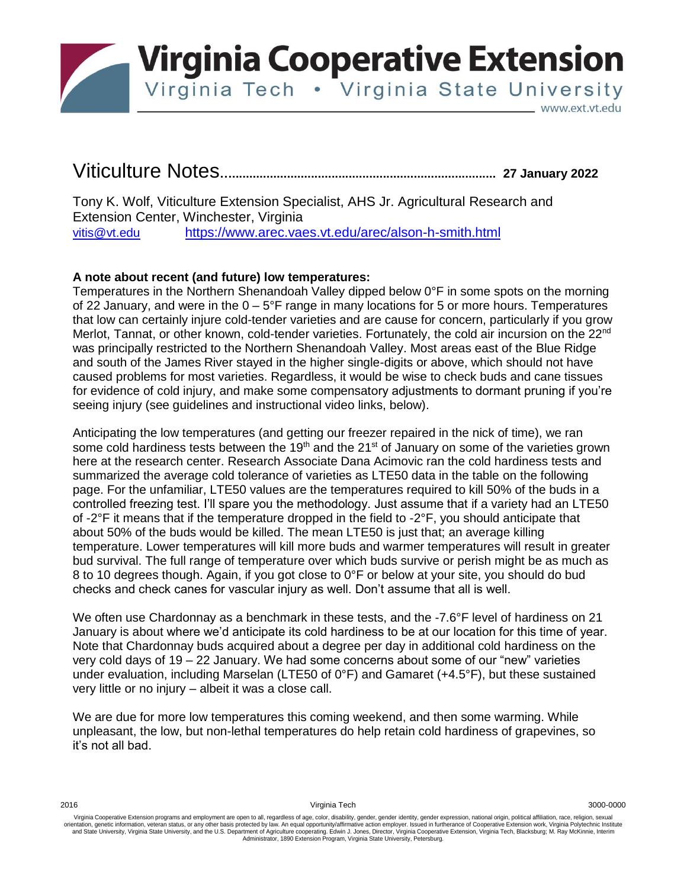# Virginia Cooperative Extension

Virginia Tech • Virginia State University

www.ext.vt.edu

## Viticulture Notes........................................................................... 27 January 2022

Tony K. Wolf, Viticulture Extension Specialist, AHS Jr. Agricultural Research and Extension Center, Winchester, Virginia
vitis@vt.edu https://www.arec.vaes.vt.edu/arec/alson-h-smith.html

**A note about recent (and future) low temperatures:**

Temperatures in the Northern Shenandoah Valley dipped below 0°F in some spots on the morning of 22 January, and were in the 0 – 5°F range in many locations for 5 or more hours. Temperatures that low can certainly injure cold-tender varieties and are cause for concern, particularly if you grow Merlot, Tannat, or other known, cold-tender varieties. Fortunately, the cold air incursion on the 22nd was principally restricted to the Northern Shenandoah Valley. Most areas east of the Blue Ridge and south of the James River stayed in the higher single-digits or above, which should not have caused problems for most varieties. Regardless, it would be wise to check buds and cane tissues for evidence of cold injury, and make some compensatory adjustments to dormant pruning if you're seeing injury (see guidelines and instructional video links, below).

Anticipating the low temperatures (and getting our freezer repaired in the nick of time), we ran some cold hardiness tests between the 19th and the 21st of January on some of the varieties grown here at the research center. Research Associate Dana Acimovic ran the cold hardiness tests and summarized the average cold tolerance of varieties as LTE50 data in the table on the following page. For the unfamiliar, LTE50 values are the temperatures required to kill 50% of the buds in a controlled freezing test. I'll spare you the methodology. Just assume that if a variety had an LTE50 of -2°F it means that if the temperature dropped in the field to -2°F, you should anticipate that about 50% of the buds would be killed. The mean LTE50 is just that; an average killing temperature. Lower temperatures will kill more buds and warmer temperatures will result in greater bud survival. The full range of temperature over which buds survive or perish might be as much as 8 to 10 degrees though. Again, if you got close to 0°F or below at your site, you should do bud checks and check canes for vascular injury as well. Don't assume that all is well.

We often use Chardonnay as a benchmark in these tests, and the -7.6°F level of hardiness on 21 January is about where we'd anticipate its cold hardiness to be at our location for this time of year. Note that Chardonnay buds acquired about a degree per day in additional cold hardiness on the very cold days of 19 – 22 January. We had some concerns about some of our "new" varieties under evaluation, including Marselan (LTE50 of 0°F) and Gamaret (+4.5°F), but these sustained very little or no injury – albeit it was a close call.

We are due for more low temperatures this coming weekend, and then some warming. While unpleasant, the low, but non-lethal temperatures do help retain cold hardiness of grapevines, so it's not all bad.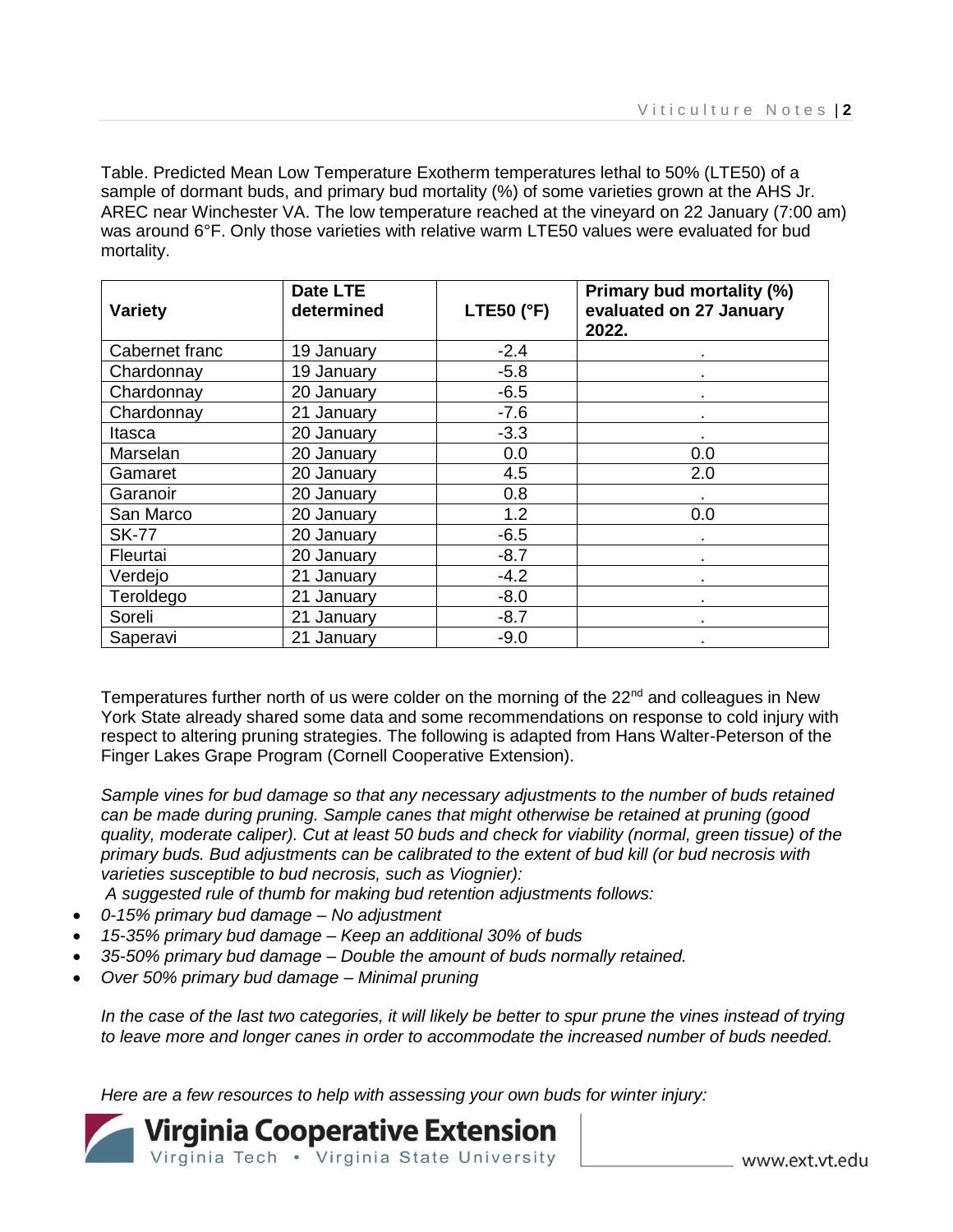Table. Predicted Mean Low Temperature Exotherm temperatures lethal to 50% (LTE50) of a sample of dormant buds, and primary bud mortality (%) of some varieties grown at the AHS Jr. AREC near Winchester VA. The low temperature reached at the vineyard on 22 January (7:00 am) was around 6°F. Only those varieties with relative warm LTE50 values were evaluated for bud mortality.

| Variety | Date LTE determined | LTE50 (°F) | Primary bud mortality (%) evaluated on 27 January 2022. |
|---|---|---|---|
| Cabernet franc | 19 January | -2.4 | . |
| Chardonnay | 19 January | -5.8 | . |
| Chardonnay | 20 January | -6.5 | . |
| Chardonnay | 21 January | -7.6 | . |
| Itasca | 20 January | -3.3 | . |
| Marselan | 20 January | 0.0 | 0.0 |
| Gamaret | 20 January | 4.5 | 2.0 |
| Garanoir | 20 January | 0.8 | . |
| San Marco | 20 January | 1.2 | 0.0 |
| SK-77 | 20 January | -6.5 | . |
| Fleurtai | 20 January | -8.7 | . |
| Verdejo | 21 January | -4.2 | . |
| Teroldego | 21 January | -8.0 | . |
| Soreli | 21 January | -8.7 | . |
| Saperavi | 21 January | -9.0 | . |

Temperatures further north of us were colder on the morning of the 22nd and colleagues in New York State already shared some data and some recommendations on response to cold injury with respect to altering pruning strategies. The following is adapted from Hans Walter-Peterson of the Finger Lakes Grape Program (Cornell Cooperative Extension).

*Sample vines for bud damage so that any necessary adjustments to the number of buds retained can be made during pruning. Sample canes that might otherwise be retained at pruning (good quality, moderate caliper). Cut at least 50 buds and check for viability (normal, green tissue) of the primary buds. Bud adjustments can be calibrated to the extent of bud kill (or bud necrosis with varieties susceptible to bud necrosis, such as Viognier):*

*A suggested rule of thumb for making bud retention adjustments follows:*

- *0-15% primary bud damage – No adjustment*
- *15-35% primary bud damage – Keep an additional 30% of buds*
- *35-50% primary bud damage – Double the amount of buds normally retained.*
- *Over 50% primary bud damage – Minimal pruning*

*In the case of the last two categories, it will likely be better to spur prune the vines instead of trying to leave more and longer canes in order to accommodate the increased number of buds needed.*

*Here are a few resources to help with assessing your own buds for winter injury:*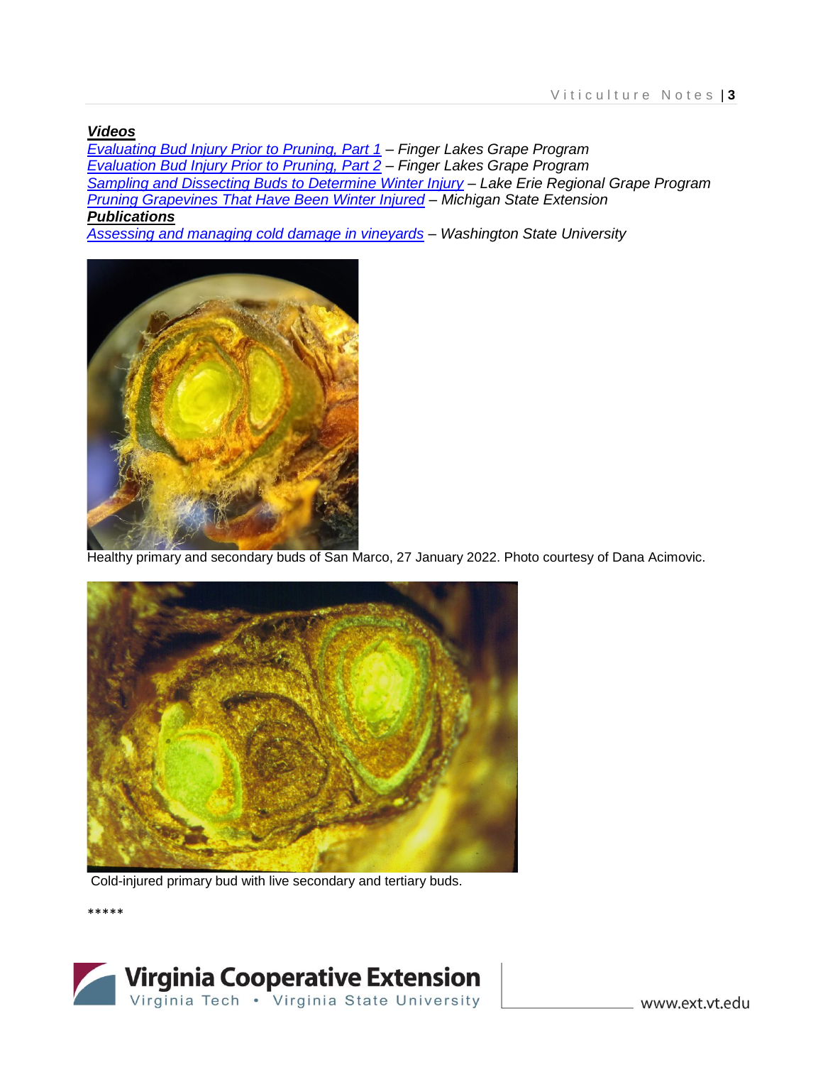***Videos***

[Evaluating Bud Injury Prior to Pruning, Part 1](#) *– Finger Lakes Grape Program*
[Evaluation Bud Injury Prior to Pruning, Part 2](#) *– Finger Lakes Grape Program*
[Sampling and Dissecting Buds to Determine Winter Injury](#) *– Lake Erie Regional Grape Program*
[Pruning Grapevines That Have Been Winter Injured](#) *– Michigan State Extension*

***Publications***

[Assessing and managing cold damage in vineyards](#) *– Washington State University*

Healthy primary and secondary buds of San Marco, 27 January 2022. Photo courtesy of Dana Acimovic.

Cold-injured primary bud with live secondary and tertiary buds.

*****